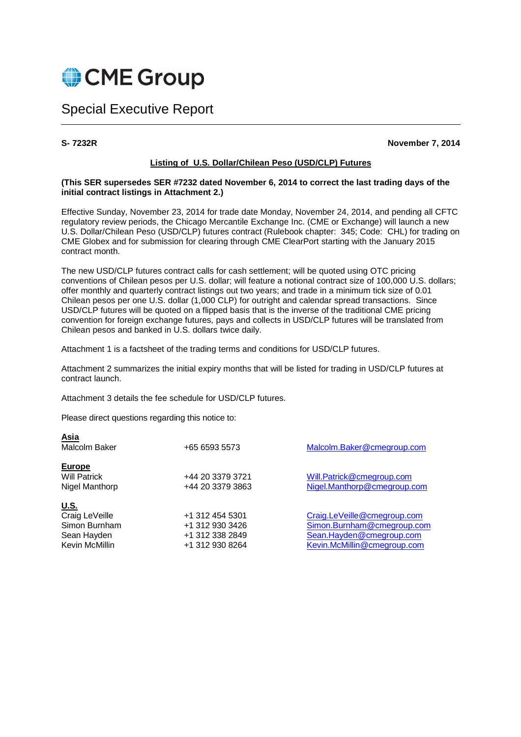# CME Group

## Special Executive Report

**S- 7232R** **November 7, 2014**

**Listing of U.S. Dollar/Chilean Peso (USD/CLP) Futures**

**(This SER supersedes SER #7232 dated November 6, 2014 to correct the last trading days of the initial contract listings in Attachment 2.)**

Effective Sunday, November 23, 2014 for trade date Monday, November 24, 2014, and pending all CFTC regulatory review periods, the Chicago Mercantile Exchange Inc. (CME or Exchange) will launch a new U.S. Dollar/Chilean Peso (USD/CLP) futures contract (Rulebook chapter: 345; Code: CHL) for trading on CME Globex and for submission for clearing through CME ClearPort starting with the January 2015 contract month.

The new USD/CLP futures contract calls for cash settlement; will be quoted using OTC pricing conventions of Chilean pesos per U.S. dollar; will feature a notional contract size of 100,000 U.S. dollars; offer monthly and quarterly contract listings out two years; and trade in a minimum tick size of 0.01 Chilean pesos per one U.S. dollar (1,000 CLP) for outright and calendar spread transactions. Since USD/CLP futures will be quoted on a flipped basis that is the inverse of the traditional CME pricing convention for foreign exchange futures, pays and collects in USD/CLP futures will be translated from Chilean pesos and banked in U.S. dollars twice daily.

Attachment 1 is a factsheet of the trading terms and conditions for USD/CLP futures.

Attachment 2 summarizes the initial expiry months that will be listed for trading in USD/CLP futures at contract launch.

Attachment 3 details the fee schedule for USD/CLP futures.

Please direct questions regarding this notice to:

| **Asia** | | |
|---|---|---|
| Malcolm Baker | +65 6593 5573 | Malcolm.Baker@cmegroup.com |
| **Europe** | | |
| Will Patrick | +44 20 3379 3721 | Will.Patrick@cmegroup.com |
| Nigel Manthorp | +44 20 3379 3863 | Nigel.Manthorp@cmegroup.com |
| **U.S.** | | |
| Craig LeVeille | +1 312 454 5301 | Craig.LeVeille@cmegroup.com |
| Simon Burnham | +1 312 930 3426 | Simon.Burnham@cmegroup.com |
| Sean Hayden | +1 312 338 2849 | Sean.Hayden@cmegroup.com |
| Kevin McMillin | +1 312 930 8264 | Kevin.McMillin@cmegroup.com |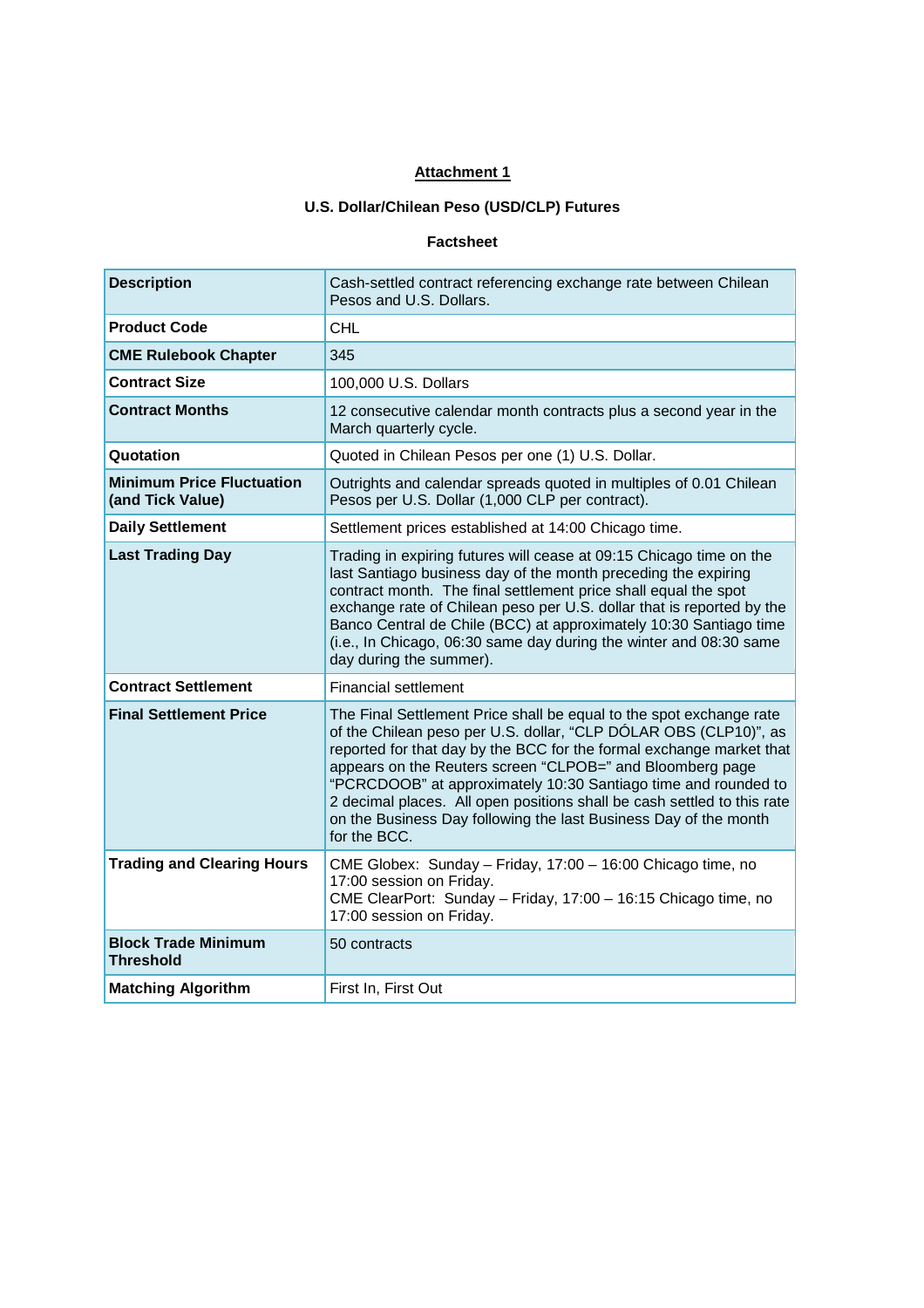**Attachment 1**

**U.S. Dollar/Chilean Peso (USD/CLP) Futures**

**Factsheet**

| **Description** | Cash-settled contract referencing exchange rate between Chilean Pesos and U.S. Dollars. |
|---|---|
| **Product Code** | CHL |
| **CME Rulebook Chapter** | 345 |
| **Contract Size** | 100,000 U.S. Dollars |
| **Contract Months** | 12 consecutive calendar month contracts plus a second year in the March quarterly cycle. |
| **Quotation** | Quoted in Chilean Pesos per one (1) U.S. Dollar. |
| **Minimum Price Fluctuation (and Tick Value)** | Outrights and calendar spreads quoted in multiples of 0.01 Chilean Pesos per U.S. Dollar (1,000 CLP per contract). |
| **Daily Settlement** | Settlement prices established at 14:00 Chicago time. |
| **Last Trading Day** | Trading in expiring futures will cease at 09:15 Chicago time on the last Santiago business day of the month preceding the expiring contract month. The final settlement price shall equal the spot exchange rate of Chilean peso per U.S. dollar that is reported by the Banco Central de Chile (BCC) at approximately 10:30 Santiago time (i.e., In Chicago, 06:30 same day during the winter and 08:30 same day during the summer). |
| **Contract Settlement** | Financial settlement |
| **Final Settlement Price** | The Final Settlement Price shall be equal to the spot exchange rate of the Chilean peso per U.S. dollar, “CLP DÓLAR OBS (CLP10)”, as reported for that day by the BCC for the formal exchange market that appears on the Reuters screen “CLPOB=” and Bloomberg page “PCRCDOOB” at approximately 10:30 Santiago time and rounded to 2 decimal places. All open positions shall be cash settled to this rate on the Business Day following the last Business Day of the month for the BCC. |
| **Trading and Clearing Hours** | CME Globex: Sunday – Friday, 17:00 – 16:00 Chicago time, no 17:00 session on Friday.<br>CME ClearPort: Sunday – Friday, 17:00 – 16:15 Chicago time, no 17:00 session on Friday. |
| **Block Trade Minimum Threshold** | 50 contracts |
| **Matching Algorithm** | First In, First Out |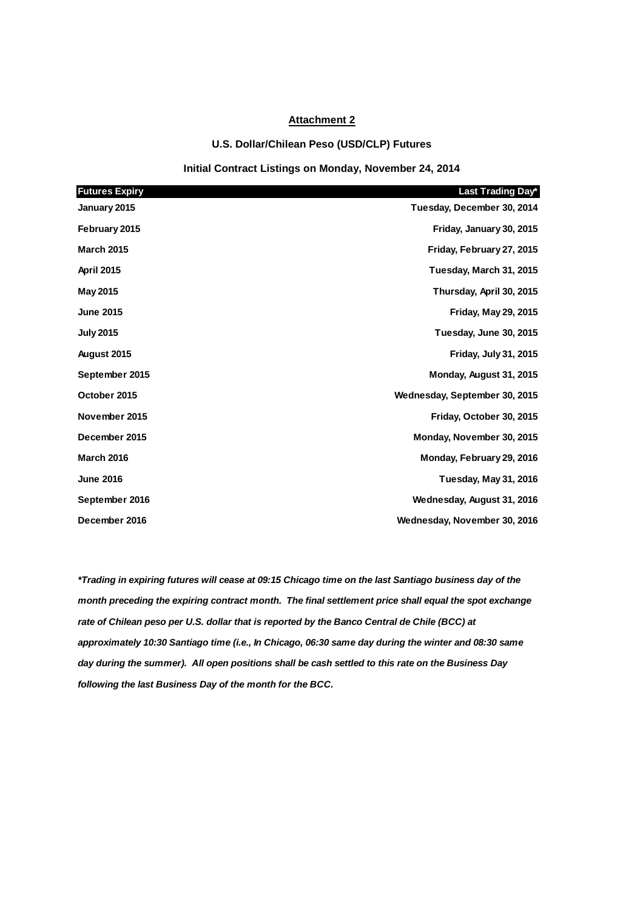**Attachment 2**

**U.S. Dollar/Chilean Peso (USD/CLP) Futures**

**Initial Contract Listings on Monday, November 24, 2014**

| Futures Expiry | Last Trading Day* |
|---|---|
| January 2015 | Tuesday, December 30, 2014 |
| February 2015 | Friday, January 30, 2015 |
| March 2015 | Friday, February 27, 2015 |
| April 2015 | Tuesday, March 31, 2015 |
| May 2015 | Thursday, April 30, 2015 |
| June 2015 | Friday, May 29, 2015 |
| July 2015 | Tuesday, June 30, 2015 |
| August 2015 | Friday, July 31, 2015 |
| September 2015 | Monday, August 31, 2015 |
| October 2015 | Wednesday, September 30, 2015 |
| November 2015 | Friday, October 30, 2015 |
| December 2015 | Monday, November 30, 2015 |
| March 2016 | Monday, February 29, 2016 |
| June 2016 | Tuesday, May 31, 2016 |
| September 2016 | Wednesday, August 31, 2016 |
| December 2016 | Wednesday, November 30, 2016 |

***Trading in expiring futures will cease at 09:15 Chicago time on the last Santiago business day of the month preceding the expiring contract month. The final settlement price shall equal the spot exchange rate of Chilean peso per U.S. dollar that is reported by the Banco Central de Chile (BCC) at approximately 10:30 Santiago time (i.e., In Chicago, 06:30 same day during the winter and 08:30 same day during the summer). All open positions shall be cash settled to this rate on the Business Day following the last Business Day of the month for the BCC.***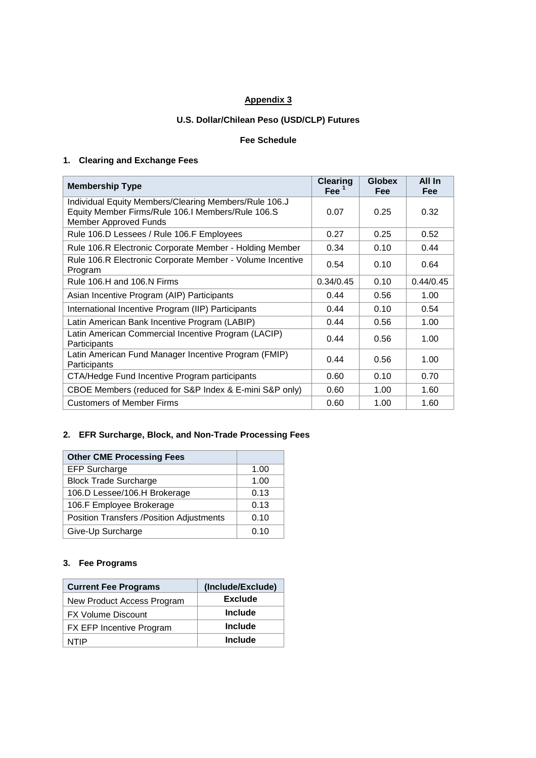**Appendix 3**

**U.S. Dollar/Chilean Peso (USD/CLP) Futures**

**Fee Schedule**

## 1. Clearing and Exchange Fees

| Membership Type | Clearing Fee [1] | Globex Fee | All In Fee |
|---|---|---|---|
| Individual Equity Members/Clearing Members/Rule 106.J Equity Member Firms/Rule 106.I Members/Rule 106.S Member Approved Funds | 0.07 | 0.25 | 0.32 |
| Rule 106.D Lessees / Rule 106.F Employees | 0.27 | 0.25 | 0.52 |
| Rule 106.R Electronic Corporate Member - Holding Member | 0.34 | 0.10 | 0.44 |
| Rule 106.R Electronic Corporate Member - Volume Incentive Program | 0.54 | 0.10 | 0.64 |
| Rule 106.H and 106.N Firms | 0.34/0.45 | 0.10 | 0.44/0.45 |
| Asian Incentive Program (AIP) Participants | 0.44 | 0.56 | 1.00 |
| International Incentive Program (IIP) Participants | 0.44 | 0.10 | 0.54 |
| Latin American Bank Incentive Program (LABIP) | 0.44 | 0.56 | 1.00 |
| Latin American Commercial Incentive Program (LACIP) Participants | 0.44 | 0.56 | 1.00 |
| Latin American Fund Manager Incentive Program (FMIP) Participants | 0.44 | 0.56 | 1.00 |
| CTA/Hedge Fund Incentive Program participants | 0.60 | 0.10 | 0.70 |
| CBOE Members (reduced for S&P Index & E-mini S&P only) | 0.60 | 1.00 | 1.60 |
| Customers of Member Firms | 0.60 | 1.00 | 1.60 |

## 2. EFR Surcharge, Block, and Non-Trade Processing Fees

| Other CME Processing Fees | |
|---|---|
| EFP Surcharge | 1.00 |
| Block Trade Surcharge | 1.00 |
| 106.D Lessee/106.H Brokerage | 0.13 |
| 106.F Employee Brokerage | 0.13 |
| Position Transfers /Position Adjustments | 0.10 |
| Give-Up Surcharge | 0.10 |

## 3. Fee Programs

| Current Fee Programs | (Include/Exclude) |
|---|---|
| New Product Access Program | **Exclude** |
| FX Volume Discount | **Include** |
| FX EFP Incentive Program | **Include** |
| NTIP | **Include** |